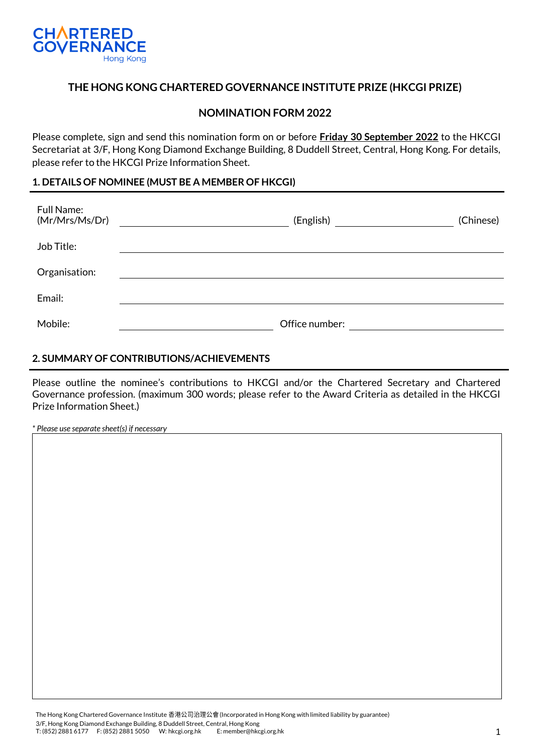CHARTERED GOVERNANCE Hong Kong

## THE HONG KONG CHARTERED GOVERNANCE INSTITUTE PRIZE (HKCGI PRIZE)

## NOMINATION FORM 2022

Please complete, sign and send this nomination form on or before **Friday 30 September 2022** to the HKCGI Secretariat at 3/F, Hong Kong Diamond Exchange Building, 8 Duddell Street, Central, Hong Kong. For details, please refer to the HKCGI Prize Information Sheet.

### 1. DETAILS OF NOMINEE (MUST BE A MEMBER OF HKCGI)

Full Name: (Mr/Mrs/Ms/Dr) ____________________ (English) ____________________ (Chinese)

Job Title: ____________________

Organisation: ____________________

Email: ____________________

Mobile: ____________________ Office number: ____________________

### 2. SUMMARY OF CONTRIBUTIONS/ACHIEVEMENTS

Please outline the nominee's contributions to HKCGI and/or the Chartered Secretary and Chartered Governance profession. (maximum 300 words; please refer to the Award Criteria as detailed in the HKCGI Prize Information Sheet.)

*\* Please use separate sheet(s) if necessary*

The Hong Kong Chartered Governance Institute 香港公司治理公會 (Incorporated in Hong Kong with limited liability by guarantee)
3/F, Hong Kong Diamond Exchange Building, 8 Duddell Street, Central, Hong Kong
T: (852) 2881 6177 F: (852) 2881 5050 W: hkcgi.org.hk E: member@hkcgi.org.hk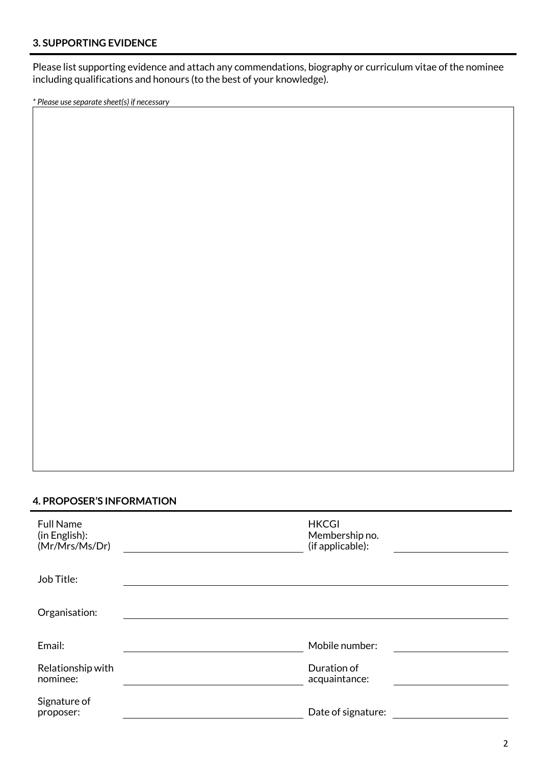### 3. SUPPORTING EVIDENCE

Please list supporting evidence and attach any commendations, biography or curriculum vitae of the nominee including qualifications and honours (to the best of your knowledge).

*\* Please use separate sheet(s) if necessary*

### 4. PROPOSER'S INFORMATION

| | | | |
|---|---|---|---|
| Full Name (in English): (Mr/Mrs/Ms/Dr) | | HKCGI Membership no. (if applicable): | |
| Job Title: | | | |
| Organisation: | | | |
| Email: | | Mobile number: | |
| Relationship with nominee: | | Duration of acquaintance: | |
| Signature of proposer: | | Date of signature: | |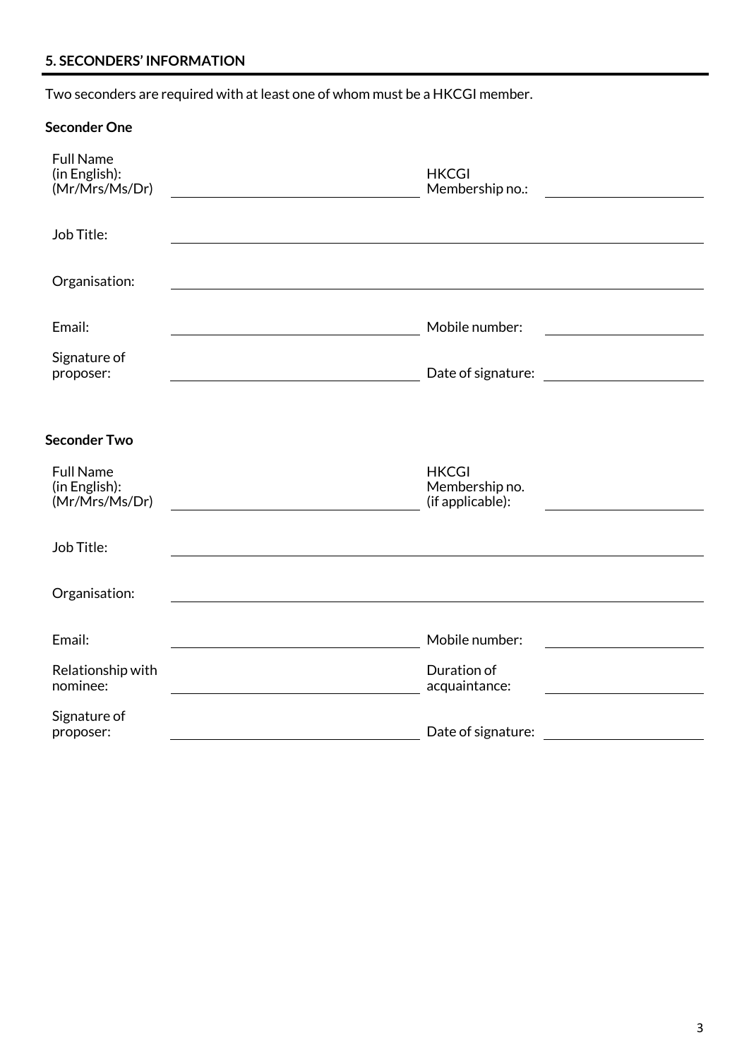## 5. SECONDERS' INFORMATION

Two seconders are required with at least one of whom must be a HKCGI member.

**Seconder One**

Full Name (in English): (Mr/Mrs/Ms/Dr) ______________________ HKCGI Membership no.: ______________________

Job Title: ______________________

Organisation: ______________________

Email: ______________________ Mobile number: ______________________

Signature of proposer: ______________________ Date of signature: ______________________

**Seconder Two**

Full Name (in English): (Mr/Mrs/Ms/Dr) ______________________ HKCGI Membership no. (if applicable): ______________________

Job Title: ______________________

Organisation: ______________________

Email: ______________________ Mobile number: ______________________

Relationship with nominee: ______________________ Duration of acquaintance: ______________________

Signature of proposer: ______________________ Date of signature: ______________________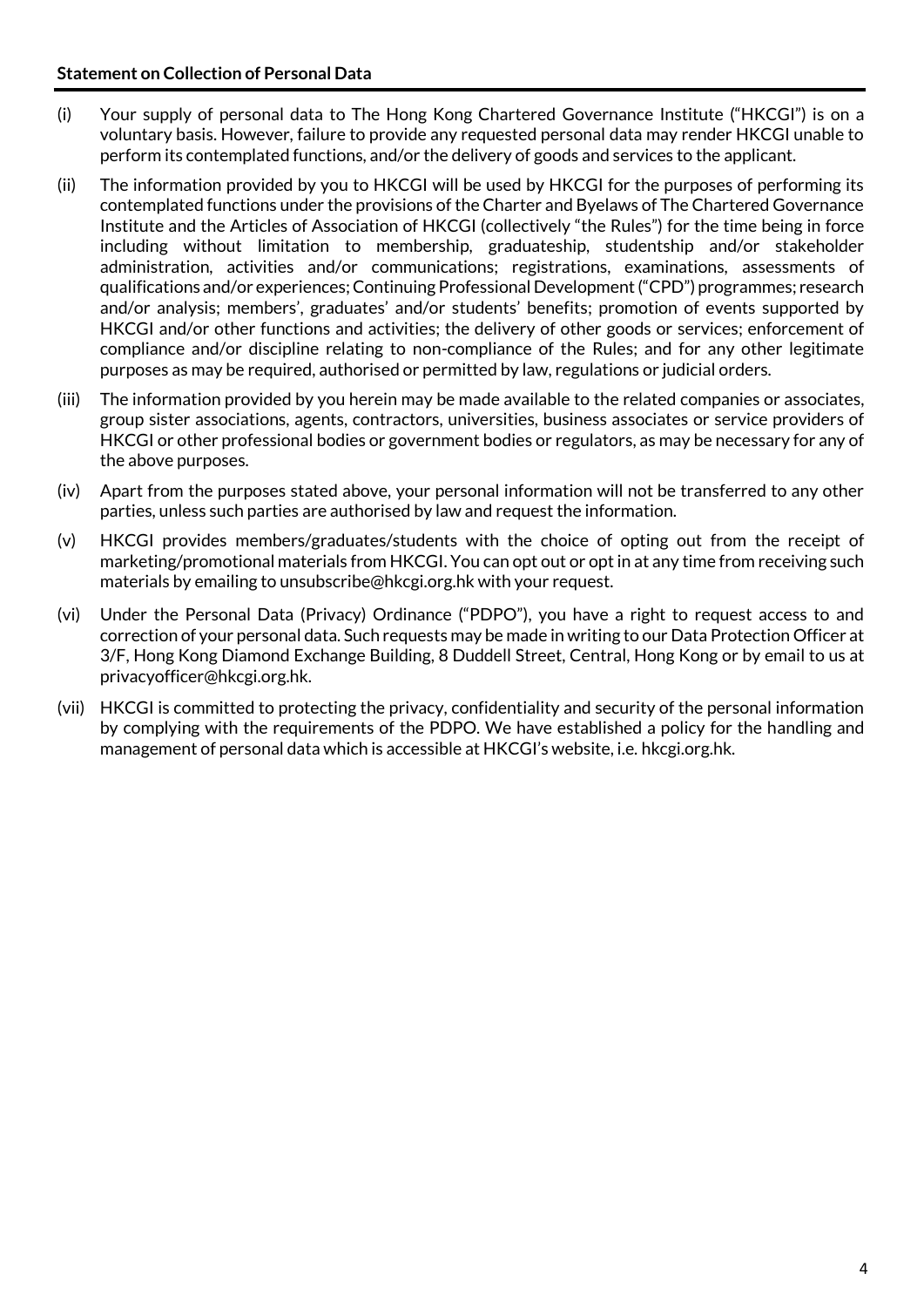**Statement on Collection of Personal Data**

(i) Your supply of personal data to The Hong Kong Chartered Governance Institute ("HKCGI") is on a voluntary basis. However, failure to provide any requested personal data may render HKCGI unable to perform its contemplated functions, and/or the delivery of goods and services to the applicant.

(ii) The information provided by you to HKCGI will be used by HKCGI for the purposes of performing its contemplated functions under the provisions of the Charter and Byelaws of The Chartered Governance Institute and the Articles of Association of HKCGI (collectively "the Rules") for the time being in force including without limitation to membership, graduateship, studentship and/or stakeholder administration, activities and/or communications; registrations, examinations, assessments of qualifications and/or experiences; Continuing Professional Development ("CPD") programmes; research and/or analysis; members', graduates' and/or students' benefits; promotion of events supported by HKCGI and/or other functions and activities; the delivery of other goods or services; enforcement of compliance and/or discipline relating to non-compliance of the Rules; and for any other legitimate purposes as may be required, authorised or permitted by law, regulations or judicial orders.

(iii) The information provided by you herein may be made available to the related companies or associates, group sister associations, agents, contractors, universities, business associates or service providers of HKCGI or other professional bodies or government bodies or regulators, as may be necessary for any of the above purposes.

(iv) Apart from the purposes stated above, your personal information will not be transferred to any other parties, unless such parties are authorised by law and request the information.

(v) HKCGI provides members/graduates/students with the choice of opting out from the receipt of marketing/promotional materials from HKCGI. You can opt out or opt in at any time from receiving such materials by emailing to unsubscribe@hkcgi.org.hk with your request.

(vi) Under the Personal Data (Privacy) Ordinance ("PDPO"), you have a right to request access to and correction of your personal data. Such requests may be made in writing to our Data Protection Officer at 3/F, Hong Kong Diamond Exchange Building, 8 Duddell Street, Central, Hong Kong or by email to us at privacyofficer@hkcgi.org.hk.

(vii) HKCGI is committed to protecting the privacy, confidentiality and security of the personal information by complying with the requirements of the PDPO. We have established a policy for the handling and management of personal data which is accessible at HKCGI's website, i.e. hkcgi.org.hk.